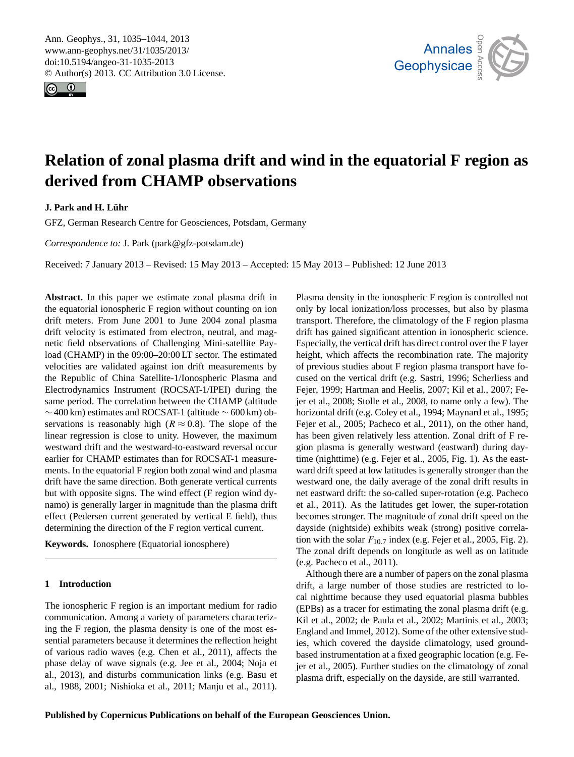# Relation of zonal plasma drift and wind in the equatorial F region as derived from CHAMP observations

**J. Park and H. Lühr**

GFZ, German Research Centre for Geosciences, Potsdam, Germany

*Correspondence to:* J. Park (park@gfz-potsdam.de)

Received: 7 January 2013 – Revised: 15 May 2013 – Accepted: 15 May 2013 – Published: 12 June 2013

**Abstract.** In this paper we estimate zonal plasma drift in the equatorial ionospheric F region without counting on ion drift meters. From June 2001 to June 2004 zonal plasma drift velocity is estimated from electron, neutral, and magnetic field observations of Challenging Mini-satellite Payload (CHAMP) in the 09:00–20:00 LT sector. The estimated velocities are validated against ion drift measurements by the Republic of China Satellite-1/Ionospheric Plasma and Electrodynamics Instrument (ROCSAT-1/IPEI) during the same period. The correlation between the CHAMP (altitude $\sim$400 km) estimates and ROCSAT-1 (altitude $\sim$600 km) observations is reasonably high ($R \approx 0.8$). The slope of the linear regression is close to unity. However, the maximum westward drift and the westward-to-eastward reversal occur earlier for CHAMP estimates than for ROCSAT-1 measurements. In the equatorial F region both zonal wind and plasma drift have the same direction. Both generate vertical currents but with opposite signs. The wind effect (F region wind dynamo) is generally larger in magnitude than the plasma drift effect (Pedersen current generated by vertical E field), thus determining the direction of the F region vertical current.

**Keywords.** Ionosphere (Equatorial ionosphere)

## 1 Introduction

The ionospheric F region is an important medium for radio communication. Among a variety of parameters characterizing the F region, the plasma density is one of the most essential parameters because it determines the reflection height of various radio waves (e.g. Chen et al., 2011), affects the phase delay of wave signals (e.g. Jee et al., 2004; Noja et al., 2013), and disturbs communication links (e.g. Basu et al., 1988, 2001; Nishioka et al., 2011; Manju et al., 2011). Plasma density in the ionospheric F region is controlled not only by local ionization/loss processes, but also by plasma transport. Therefore, the climatology of the F region plasma drift has gained significant attention in ionospheric science. Especially, the vertical drift has direct control over the F layer height, which affects the recombination rate. The majority of previous studies about F region plasma transport have focused on the vertical drift (e.g. Sastri, 1996; Scherliess and Fejer, 1999; Hartman and Heelis, 2007; Kil et al., 2007; Fejer et al., 2008; Stolle et al., 2008, to name only a few). The horizontal drift (e.g. Coley et al., 1994; Maynard et al., 1995; Fejer et al., 2005; Pacheco et al., 2011), on the other hand, has been given relatively less attention. Zonal drift of F region plasma is generally westward (eastward) during daytime (nighttime) (e.g. Fejer et al., 2005, Fig. 1). As the eastward drift speed at low latitudes is generally stronger than the westward one, the daily average of the zonal drift results in net eastward drift: the so-called super-rotation (e.g. Pacheco et al., 2011). As the latitudes get lower, the super-rotation becomes stronger. The magnitude of zonal drift speed on the dayside (nightside) exhibits weak (strong) positive correlation with the solar $F_{10.7}$ index (e.g. Fejer et al., 2005, Fig. 2). The zonal drift depends on longitude as well as on latitude (e.g. Pacheco et al., 2011).

Although there are a number of papers on the zonal plasma drift, a large number of those studies are restricted to local nighttime because they used equatorial plasma bubbles (EPBs) as a tracer for estimating the zonal plasma drift (e.g. Kil et al., 2002; de Paula et al., 2002; Martinis et al., 2003; England and Immel, 2012). Some of the other extensive studies, which covered the dayside climatology, used ground-based instrumentation at a fixed geographic location (e.g. Fejer et al., 2005). Further studies on the climatology of zonal plasma drift, especially on the dayside, are still warranted.

**Published by Copernicus Publications on behalf of the European Geosciences Union.**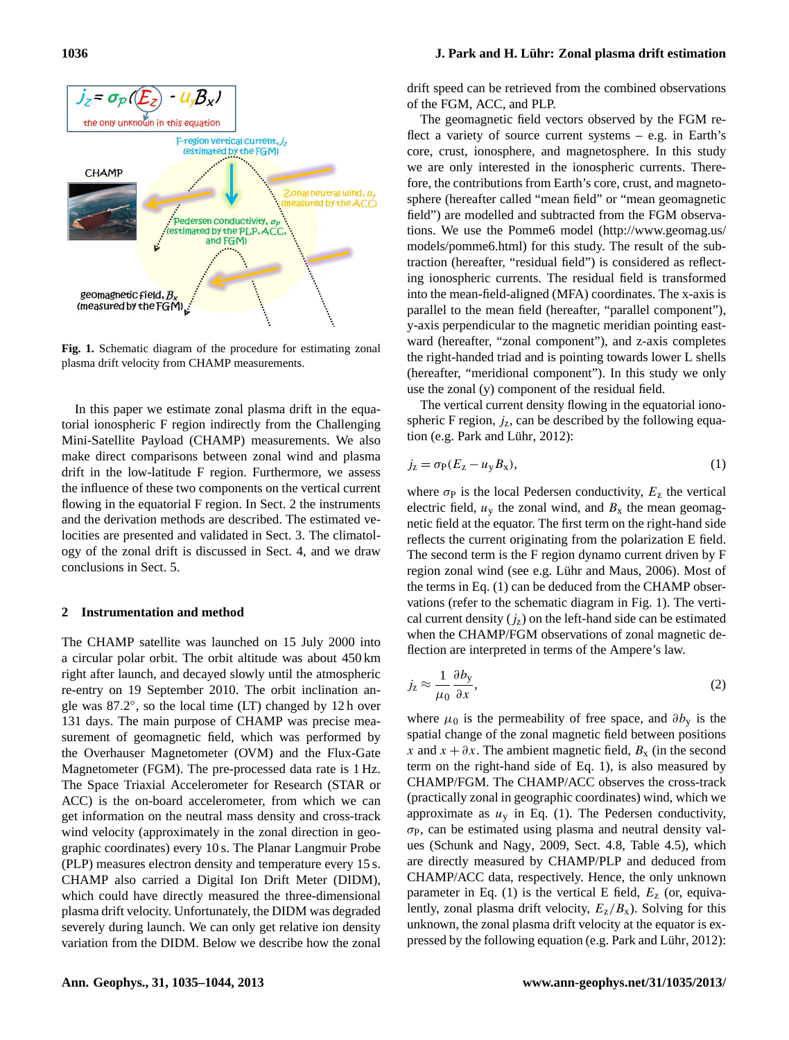$j_z = \sigma_P(E_z - u_y B_x)$

the only unknown in this equation

F-region vertical current, $j_z$ (estimated by the FGM)

CHAMP

Zonal neutral wind, $u_y$ (measured by the ACC)

Pedersen conductivity, $\sigma_P$ (estimated by the PLP, ACC, and FGM)

geomagnetic field, $B_x$ (measured by the FGM)

**Fig. 1.** Schematic diagram of the procedure for estimating zonal plasma drift velocity from CHAMP measurements.

In this paper we estimate zonal plasma drift in the equatorial ionospheric F region indirectly from the Challenging Mini-Satellite Payload (CHAMP) measurements. We also make direct comparisons between zonal wind and plasma drift in the low-latitude F region. Furthermore, we assess the influence of these two components on the vertical current flowing in the equatorial F region. In Sect. 2 the instruments and the derivation methods are described. The estimated velocities are presented and validated in Sect. 3. The climatology of the zonal drift is discussed in Sect. 4, and we draw conclusions in Sect. 5.

## 2 Instrumentation and method

The CHAMP satellite was launched on 15 July 2000 into a circular polar orbit. The orbit altitude was about 450 km right after launch, and decayed slowly until the atmospheric re-entry on 19 September 2010. The orbit inclination angle was 87.2°, so the local time (LT) changed by 12 h over 131 days. The main purpose of CHAMP was precise measurement of geomagnetic field, which was performed by the Overhauser Magnetometer (OVM) and the Flux-Gate Magnetometer (FGM). The pre-processed data rate is 1 Hz. The Space Triaxial Accelerometer for Research (STAR or ACC) is the on-board accelerometer, from which we can get information on the neutral mass density and cross-track wind velocity (approximately in the zonal direction in geographic coordinates) every 10 s. The Planar Langmuir Probe (PLP) measures electron density and temperature every 15 s. CHAMP also carried a Digital Ion Drift Meter (DIDM), which could have directly measured the three-dimensional plasma drift velocity. Unfortunately, the DIDM was degraded severely during launch. We can only get relative ion density variation from the DIDM. Below we describe how the zonal drift speed can be retrieved from the combined observations of the FGM, ACC, and PLP.

The geomagnetic field vectors observed by the FGM reflect a variety of source current systems – e.g. in Earth's core, crust, ionosphere, and magnetosphere. In this study we are only interested in the ionospheric currents. Therefore, the contributions from Earth's core, crust, and magnetosphere (hereafter called "mean field" or "mean geomagnetic field") are modelled and subtracted from the FGM observations. We use the Pomme6 model (http://www.geomag.us/models/pomme6.html) for this study. The result of the subtraction (hereafter, "residual field") is considered as reflecting ionospheric currents. The residual field is transformed into the mean-field-aligned (MFA) coordinates. The x-axis is parallel to the mean field (hereafter, "parallel component"), y-axis perpendicular to the magnetic meridian pointing eastward (hereafter, "zonal component"), and z-axis completes the right-handed triad and is pointing towards lower L shells (hereafter, "meridional component"). In this study we only use the zonal (y) component of the residual field.

The vertical current density flowing in the equatorial ionospheric F region, $j_z$, can be described by the following equation (e.g. Park and Lühr, 2012):

$$j_z = \sigma_P(E_z - u_y B_x), \tag{1}$$

where $\sigma_P$ is the local Pedersen conductivity, $E_z$ the vertical electric field, $u_y$ the zonal wind, and $B_x$ the mean geomagnetic field at the equator. The first term on the right-hand side reflects the current originating from the polarization E field. The second term is the F region dynamo current driven by F region zonal wind (see e.g. Lühr and Maus, 2006). Most of the terms in Eq. (1) can be deduced from the CHAMP observations (refer to the schematic diagram in Fig. 1). The vertical current density ($j_z$) on the left-hand side can be estimated when the CHAMP/FGM observations of zonal magnetic deflection are interpreted in terms of the Ampere's law.

$$j_z \approx \frac{1}{\mu_0}\frac{\partial b_y}{\partial x}, \tag{2}$$

where $\mu_0$ is the permeability of free space, and $\partial b_y$ is the spatial change of the zonal magnetic field between positions $x$ and $x + \partial x$. The ambient magnetic field, $B_x$ (in the second term on the right-hand side of Eq. 1), is also measured by CHAMP/FGM. The CHAMP/ACC observes the cross-track (practically zonal in geographic coordinates) wind, which we approximate as $u_y$ in Eq. (1). The Pedersen conductivity, $\sigma_P$, can be estimated using plasma and neutral density values (Schunk and Nagy, 2009, Sect. 4.8, Table 4.5), which are directly measured by CHAMP/PLP and deduced from CHAMP/ACC data, respectively. Hence, the only unknown parameter in Eq. (1) is the vertical E field, $E_z$ (or, equivalently, zonal plasma drift velocity, $E_z/B_x$). Solving for this unknown, the zonal plasma drift velocity at the equator is expressed by the following equation (e.g. Park and Lühr, 2012):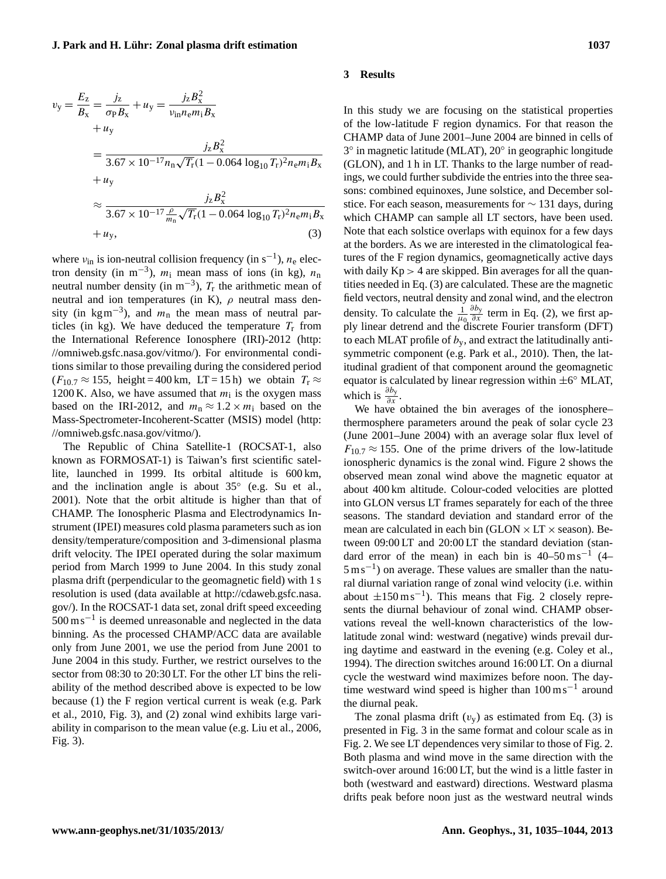$$
\begin{aligned}
v_y = \frac{E_z}{B_x} = \frac{j_z}{\sigma_P B_x} + u_y = \frac{j_z B_x^2}{\nu_{in} n_e m_i B_x} \\
+ u_y \\
= \frac{j_z B_x^2}{3.67 \times 10^{-17} n_n \sqrt{T_r}(1 - 0.064 \log_{10} T_r)^2 n_e m_i B_x} \\
+ u_y \\
\approx \frac{j_z B_x^2}{3.67 \times 10^{-17} \frac{\rho}{m_n} \sqrt{T_r}(1 - 0.064 \log_{10} T_r)^2 n_e m_i B_x} \\
+ u_y, \qquad (3)
\end{aligned}
$$

where $\nu_{in}$ is ion-neutral collision frequency (in $s^{-1}$), $n_e$ electron density (in $m^{-3}$), $m_i$ mean mass of ions (in kg), $n_n$ neutral number density (in $m^{-3}$), $T_r$ the arithmetic mean of neutral and ion temperatures (in K), $\rho$ neutral mass density (in $kg\,m^{-3}$), and $m_n$ the mean mass of neutral particles (in kg). We have deduced the temperature $T_r$ from the International Reference Ionosphere (IRI)-2012 (http://omniweb.gsfc.nasa.gov/vitmo/). For environmental conditions similar to those prevailing during the considered period ($F_{10.7} \approx 155$, height = 400 km, LT = 15 h) we obtain $T_r \approx 1200$ K. Also, we have assumed that $m_i$ is the oxygen mass based on the IRI-2012, and $m_n \approx 1.2 \times m_i$ based on the Mass-Spectrometer-Incoherent-Scatter (MSIS) model (http://omniweb.gsfc.nasa.gov/vitmo/).

The Republic of China Satellite-1 (ROCSAT-1, also known as FORMOSAT-1) is Taiwan's first scientific satellite, launched in 1999. Its orbital altitude is 600 km, and the inclination angle is about 35° (e.g. Su et al., 2001). Note that the orbit altitude is higher than that of CHAMP. The Ionospheric Plasma and Electrodynamics Instrument (IPEI) measures cold plasma parameters such as ion density/temperature/composition and 3-dimensional plasma drift velocity. The IPEI operated during the solar maximum period from March 1999 to June 2004. In this study zonal plasma drift (perpendicular to the geomagnetic field) with 1 s resolution is used (data available at http://cdaweb.gsfc.nasa.gov/). In the ROCSAT-1 data set, zonal drift speed exceeding $500\,m\,s^{-1}$ is deemed unreasonable and neglected in the data binning. As the processed CHAMP/ACC data are available only from June 2001, we use the period from June 2001 to June 2004 in this study. Further, we restrict ourselves to the sector from 08:30 to 20:30 LT. For the other LT bins the reliability of the method described above is expected to be low because (1) the F region vertical current is weak (e.g. Park et al., 2010, Fig. 3), and (2) zonal wind exhibits large variability in comparison to the mean value (e.g. Liu et al., 2006, Fig. 3).

## 3 Results

In this study we are focusing on the statistical properties of the low-latitude F region dynamics. For that reason the CHAMP data of June 2001–June 2004 are binned in cells of 3° in magnetic latitude (MLAT), 20° in geographic longitude (GLON), and 1 h in LT. Thanks to the large number of readings, we could further subdivide the entries into the three seasons: combined equinoxes, June solstice, and December solstice. For each season, measurements for ∼ 131 days, during which CHAMP can sample all LT sectors, have been used. Note that each solstice overlaps with equinox for a few days at the borders. As we are interested in the climatological features of the F region dynamics, geomagnetically active days with daily Kp > 4 are skipped. Bin averages for all the quantities needed in Eq. (3) are calculated. These are the magnetic field vectors, neutral density and zonal wind, and the electron density. To calculate the $\frac{1}{\mu_0}\frac{\partial b_y}{\partial x}$ term in Eq. (2), we first apply linear detrend and the discrete Fourier transform (DFT) to each MLAT profile of $b_y$, and extract the latitudinally antisymmetric component (e.g. Park et al., 2010). Then, the latitudinal gradient of that component around the geomagnetic equator is calculated by linear regression within ±6° MLAT, which is $\frac{\partial b_y}{\partial x}$.

We have obtained the bin averages of the ionosphere–thermosphere parameters around the peak of solar cycle 23 (June 2001–June 2004) with an average solar flux level of $F_{10.7} \approx 155$. One of the prime drivers of the low-latitude ionospheric dynamics is the zonal wind. Figure 2 shows the observed mean zonal wind above the magnetic equator at about 400 km altitude. Colour-coded velocities are plotted into GLON versus LT frames separately for each of the three seasons. The standard deviation and standard error of the mean are calculated in each bin (GLON × LT × season). Between 09:00 LT and 20:00 LT the standard deviation (standard error of the mean) in each bin is 40–$50\,m\,s^{-1}$ (4–$5\,m\,s^{-1}$) on average. These values are smaller than the natural diurnal variation range of zonal wind velocity (i.e. within about $\pm 150\,m\,s^{-1}$). This means that Fig. 2 closely represents the diurnal behaviour of zonal wind. CHAMP observations reveal the well-known characteristics of the low-latitude zonal wind: westward (negative) winds prevail during daytime and eastward in the evening (e.g. Coley et al., 1994). The direction switches around 16:00 LT. On a diurnal cycle the westward wind maximizes before noon. The daytime westward wind speed is higher than $100\,m\,s^{-1}$ around the diurnal peak.

The zonal plasma drift ($v_y$) as estimated from Eq. (3) is presented in Fig. 3 in the same format and colour scale as in Fig. 2. We see LT dependences very similar to those of Fig. 2. Both plasma and wind move in the same direction with the switch-over around 16:00 LT, but the wind is a little faster in both (westward and eastward) directions. Westward plasma drifts peak before noon just as the westward neutral winds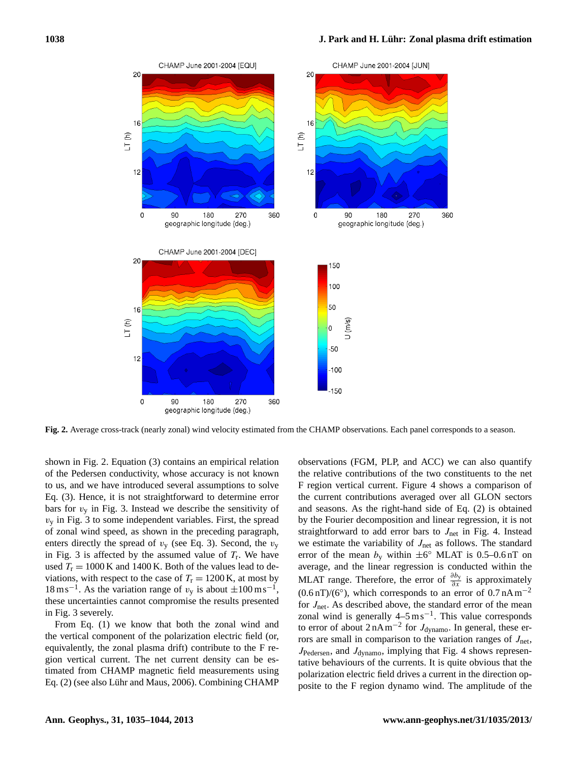CHAMP June 2001-2004 [EQU]

LT (h)

20

16

12

0 90 180 270 360

geographic longitude (deg.)

CHAMP June 2001-2004 [JUN]

LT (h)

20

16

12

0 90 180 270 360

geographic longitude (deg.)

CHAMP June 2001-2004 [DEC]

LT (h)

20

16

12

0 90 180 270 360

geographic longitude (deg.)

U (m/s)

150

100

50

0

-50

-100

-150

**Fig. 2.** Average cross-track (nearly zonal) wind velocity estimated from the CHAMP observations. Each panel corresponds to a season.

shown in Fig. 2. Equation (3) contains an empirical relation of the Pedersen conductivity, whose accuracy is not known to us, and we have introduced several assumptions to solve Eq. (3). Hence, it is not straightforward to determine error bars for $v_y$ in Fig. 3. Instead we describe the sensitivity of $v_y$ in Fig. 3 to some independent variables. First, the spread of zonal wind speed, as shown in the preceding paragraph, enters directly the spread of $v_y$ (see Eq. 3). Second, the $v_y$ in Fig. 3 is affected by the assumed value of $T_r$. We have used $T_r = 1000$ K and 1400 K. Both of the values lead to deviations, with respect to the case of $T_r = 1200$ K, at most by $18\,\mathrm{m\,s^{-1}}$. As the variation range of $v_y$ is about $\pm 100\,\mathrm{m\,s^{-1}}$, these uncertainties cannot compromise the results presented in Fig. 3 severely.

From Eq. (1) we know that both the zonal wind and the vertical component of the polarization electric field (or, equivalently, the zonal plasma drift) contribute to the F region vertical current. The net current density can be estimated from CHAMP magnetic field measurements using Eq. (2) (see also Lühr and Maus, 2006). Combining CHAMP observations (FGM, PLP, and ACC) we can also quantify the relative contributions of the two constituents to the net F region vertical current. Figure 4 shows a comparison of the current contributions averaged over all GLON sectors and seasons. As the right-hand side of Eq. (2) is obtained by the Fourier decomposition and linear regression, it is not straightforward to add error bars to $J_{\mathrm{net}}$ in Fig. 4. Instead we estimate the variability of $J_{\mathrm{net}}$ as follows. The standard error of the mean $b_y$ within $\pm 6°$ MLAT is 0.5–0.6 nT on average, and the linear regression is conducted within the MLAT range. Therefore, the error of $\frac{\partial b_y}{\partial x}$ is approximately (0.6 nT)/(6°), which corresponds to an error of $0.7\,\mathrm{nA\,m^{-2}}$ for $J_{\mathrm{net}}$. As described above, the standard error of the mean zonal wind is generally $4\text{–}5\,\mathrm{m\,s^{-1}}$. This value corresponds to error of about $2\,\mathrm{nA\,m^{-2}}$ for $J_{\mathrm{dynamo}}$. In general, these errors are small in comparison to the variation ranges of $J_{\mathrm{net}}$, $J_{\mathrm{Pedersen}}$, and $J_{\mathrm{dynamo}}$, implying that Fig. 4 shows representative behaviours of the currents. It is quite obvious that the polarization electric field drives a current in the direction opposite to the F region dynamo wind. The amplitude of the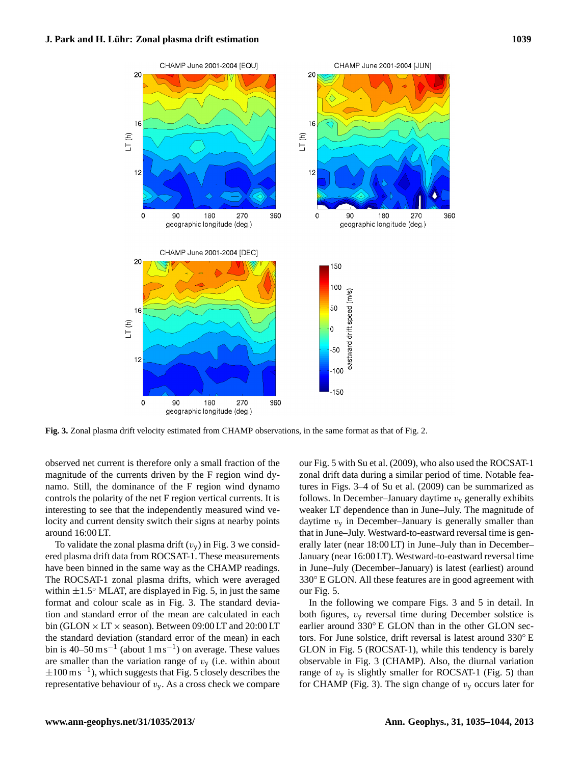CHAMP June 2001-2004 [EQU]

20
16
12
LT (h)
0 90 180 270 360
geographic longitude (deg.)

CHAMP June 2001-2004 [JUN]

20
16
12
LT (h)
0 90 180 270 360
geographic longitude (deg.)

CHAMP June 2001-2004 [DEC]

20
16
12
LT (h)
0 90 180 270 360
geographic longitude (deg.)

150
100
50
0
-50
-100
-150
eastward drift speed (m/s)

**Fig. 3.** Zonal plasma drift velocity estimated from CHAMP observations, in the same format as that of Fig. 2.

observed net current is therefore only a small fraction of the magnitude of the currents driven by the F region wind dynamo. Still, the dominance of the F region wind dynamo controls the polarity of the net F region vertical currents. It is interesting to see that the independently measured wind velocity and current density switch their signs at nearby points around 16:00 LT.

To validate the zonal plasma drift ($v_y$) in Fig. 3 we considered plasma drift data from ROCSAT-1. These measurements have been binned in the same way as the CHAMP readings. The ROCSAT-1 zonal plasma drifts, which were averaged within $\pm 1.5^\circ$ MLAT, are displayed in Fig. 5, in just the same format and colour scale as in Fig. 3. The standard deviation and standard error of the mean are calculated in each bin (GLON × LT × season). Between 09:00 LT and 20:00 LT the standard deviation (standard error of the mean) in each bin is 40–50 $\mathrm{m\,s^{-1}}$ (about 1 $\mathrm{m\,s^{-1}}$) on average. These values are smaller than the variation range of $v_y$ (i.e. within about $\pm 100\,\mathrm{m\,s^{-1}}$), which suggests that Fig. 5 closely describes the representative behaviour of $v_y$. As a cross check we compare our Fig. 5 with Su et al. (2009), who also used the ROCSAT-1 zonal drift data during a similar period of time. Notable features in Figs. 3–4 of Su et al. (2009) can be summarized as follows. In December–January daytime $v_y$ generally exhibits weaker LT dependence than in June–July. The magnitude of daytime $v_y$ in December–January is generally smaller than that in June–July. Westward-to-eastward reversal time is generally later (near 18:00 LT) in June–July than in December–January (near 16:00 LT). Westward-to-eastward reversal time in June–July (December–January) is latest (earliest) around 330° E GLON. All these features are in good agreement with our Fig. 5.

In the following we compare Figs. 3 and 5 in detail. In both figures, $v_y$ reversal time during December solstice is earlier around 330° E GLON than in the other GLON sectors. For June solstice, drift reversal is latest around 330° E GLON in Fig. 5 (ROCSAT-1), while this tendency is barely observable in Fig. 3 (CHAMP). Also, the diurnal variation range of $v_y$ is slightly smaller for ROCSAT-1 (Fig. 5) than for CHAMP (Fig. 3). The sign change of $v_y$ occurs later for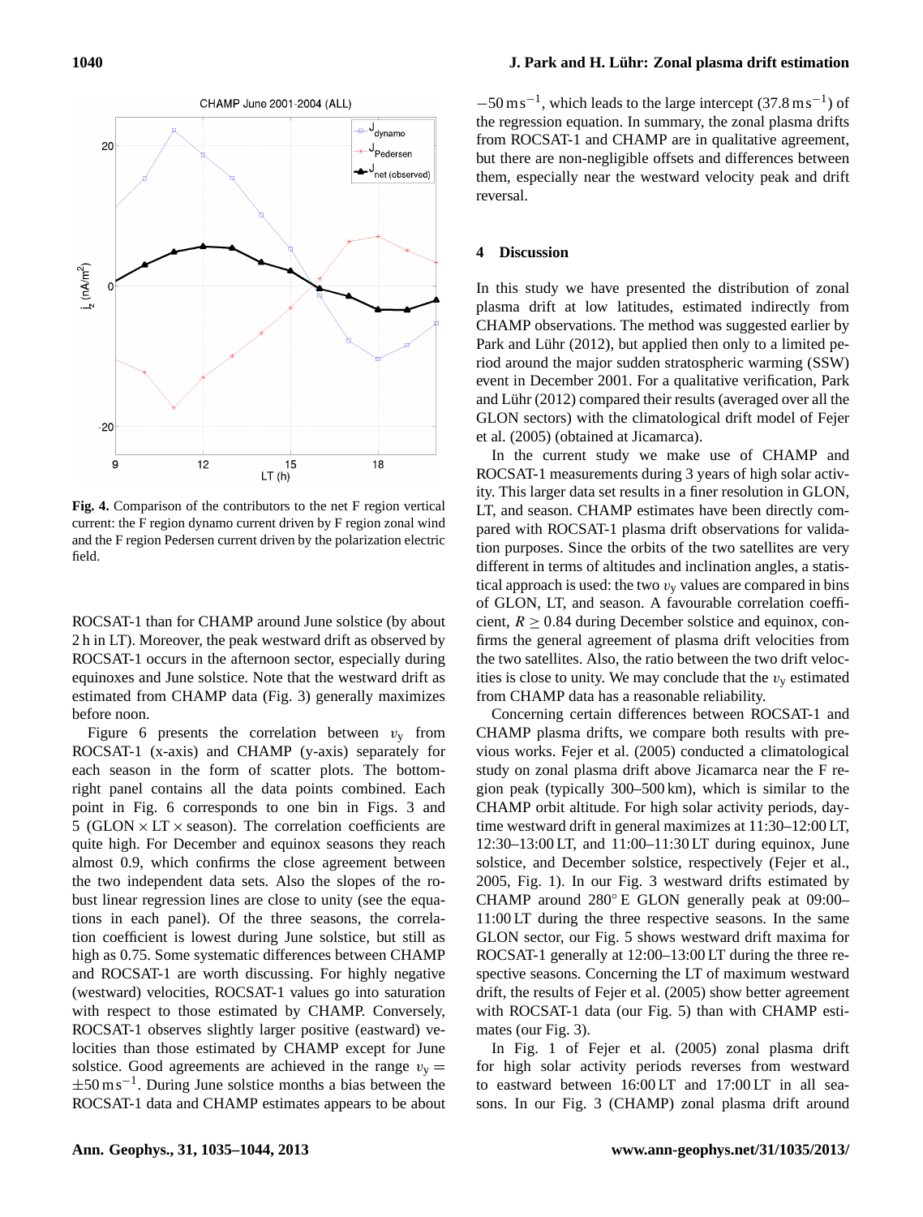CHAMP June 2001-2004 (ALL)

$J_{dynamo}$
$J_{Pedersen}$
$J_{net\ (observed)}$

$j_z$ (nA/m$^2$)

20
0
-20

9
12
15
18
LT (h)

**Fig. 4.** Comparison of the contributors to the net F region vertical current: the F region dynamo current driven by F region zonal wind and the F region Pedersen current driven by the polarization electric field.

ROCSAT-1 than for CHAMP around June solstice (by about 2 h in LT). Moreover, the peak westward drift as observed by ROCSAT-1 occurs in the afternoon sector, especially during equinoxes and June solstice. Note that the westward drift as estimated from CHAMP data (Fig. 3) generally maximizes before noon.

Figure 6 presents the correlation between $v_y$ from ROCSAT-1 (x-axis) and CHAMP (y-axis) separately for each season in the form of scatter plots. The bottom-right panel contains all the data points combined. Each point in Fig. 6 corresponds to one bin in Figs. 3 and 5 (GLON × LT × season). The correlation coefficients are quite high. For December and equinox seasons they reach almost 0.9, which confirms the close agreement between the two independent data sets. Also the slopes of the robust linear regression lines are close to unity (see the equations in each panel). Of the three seasons, the correlation coefficient is lowest during June solstice, but still as high as 0.75. Some systematic differences between CHAMP and ROCSAT-1 are worth discussing. For highly negative (westward) velocities, ROCSAT-1 values go into saturation with respect to those estimated by CHAMP. Conversely, ROCSAT-1 observes slightly larger positive (eastward) velocities than those estimated by CHAMP except for June solstice. Good agreements are achieved in the range $v_y = \pm 50\,\mathrm{m\,s^{-1}}$. During June solstice months a bias between the ROCSAT-1 data and CHAMP estimates appears to be about $-50\,\mathrm{m\,s^{-1}}$, which leads to the large intercept ($37.8\,\mathrm{m\,s^{-1}}$) of the regression equation. In summary, the zonal plasma drifts from ROCSAT-1 and CHAMP are in qualitative agreement, but there are non-negligible offsets and differences between them, especially near the westward velocity peak and drift reversal.

## 4 Discussion

In this study we have presented the distribution of zonal plasma drift at low latitudes, estimated indirectly from CHAMP observations. The method was suggested earlier by Park and Lühr (2012), but applied then only to a limited period around the major sudden stratospheric warming (SSW) event in December 2001. For a qualitative verification, Park and Lühr (2012) compared their results (averaged over all the GLON sectors) with the climatological drift model of Fejer et al. (2005) (obtained at Jicamarca).

In the current study we make use of CHAMP and ROCSAT-1 measurements during 3 years of high solar activity. This larger data set results in a finer resolution in GLON, LT, and season. CHAMP estimates have been directly compared with ROCSAT-1 plasma drift observations for validation purposes. Since the orbits of the two satellites are very different in terms of altitudes and inclination angles, a statistical approach is used: the two $v_y$ values are compared in bins of GLON, LT, and season. A favourable correlation coefficient, $R \geq 0.84$ during December solstice and equinox, confirms the general agreement of plasma drift velocities from the two satellites. Also, the ratio between the two drift velocities is close to unity. We may conclude that the $v_y$ estimated from CHAMP data has a reasonable reliability.

Concerning certain differences between ROCSAT-1 and CHAMP plasma drifts, we compare both results with previous works. Fejer et al. (2005) conducted a climatological study on zonal plasma drift above Jicamarca near the F region peak (typically 300–500 km), which is similar to the CHAMP orbit altitude. For high solar activity periods, daytime westward drift in general maximizes at 11:30–12:00 LT, 12:30–13:00 LT, and 11:00–11:30 LT during equinox, June solstice, and December solstice, respectively (Fejer et al., 2005, Fig. 1). In our Fig. 3 westward drifts estimated by CHAMP around 280° E GLON generally peak at 09:00–11:00 LT during the three respective seasons. In the same GLON sector, our Fig. 5 shows westward drift maxima for ROCSAT-1 generally at 12:00–13:00 LT during the three respective seasons. Concerning the LT of maximum westward drift, the results of Fejer et al. (2005) show better agreement with ROCSAT-1 data (our Fig. 5) than with CHAMP estimates (our Fig. 3).

In Fig. 1 of Fejer et al. (2005) zonal plasma drift for high solar activity periods reverses from westward to eastward between 16:00 LT and 17:00 LT in all seasons. In our Fig. 3 (CHAMP) zonal plasma drift around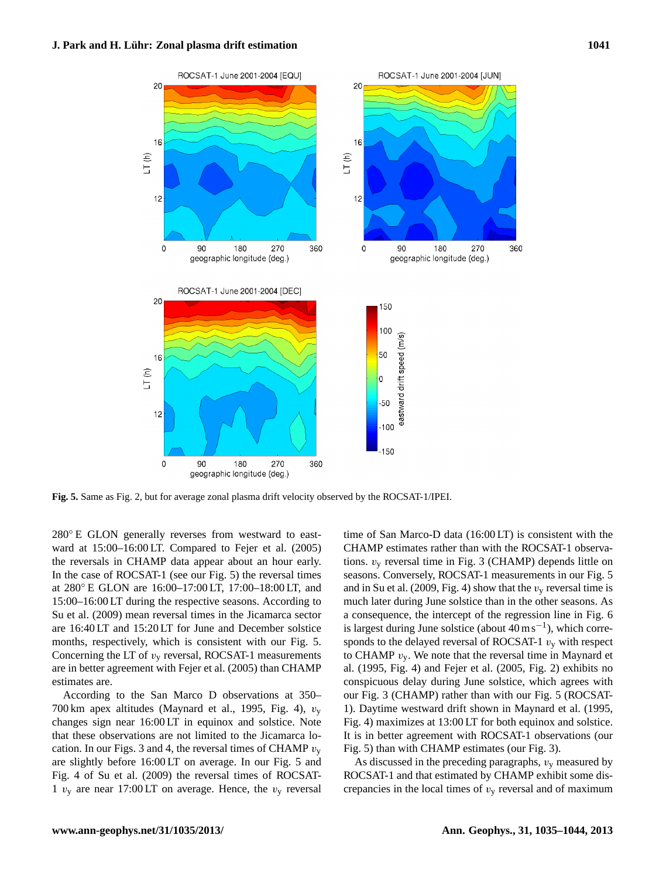ROCSAT-1 June 2001-2004 [EQU]

ROCSAT-1 June 2001-2004 [JUN]

ROCSAT-1 June 2001-2004 [DEC]

LT (h)

20
16
12

0 90 180 270 360

geographic longitude (deg.)

eastward drift speed (m/s)

150
100
50
0
-50
-100
-150

**Fig. 5.** Same as Fig. 2, but for average zonal plasma drift velocity observed by the ROCSAT-1/IPEI.

280° E GLON generally reverses from westward to eastward at 15:00–16:00 LT. Compared to Fejer et al. (2005) the reversals in CHAMP data appear about an hour early. In the case of ROCSAT-1 (see our Fig. 5) the reversal times at 280° E GLON are 16:00–17:00 LT, 17:00–18:00 LT, and 15:00–16:00 LT during the respective seasons. According to Su et al. (2009) mean reversal times in the Jicamarca sector are 16:40 LT and 15:20 LT for June and December solstice months, respectively, which is consistent with our Fig. 5. Concerning the LT of $v_y$ reversal, ROCSAT-1 measurements are in better agreement with Fejer et al. (2005) than CHAMP estimates are.

According to the San Marco D observations at 350–700 km apex altitudes (Maynard et al., 1995, Fig. 4), $v_y$ changes sign near 16:00 LT in equinox and solstice. Note that these observations are not limited to the Jicamarca location. In our Figs. 3 and 4, the reversal times of CHAMP $v_y$ are slightly before 16:00 LT on average. In our Fig. 5 and Fig. 4 of Su et al. (2009) the reversal times of ROCSAT-1 $v_y$ are near 17:00 LT on average. Hence, the $v_y$ reversal time of San Marco-D data (16:00 LT) is consistent with the CHAMP estimates rather than with the ROCSAT-1 observations. $v_y$ reversal time in Fig. 3 (CHAMP) depends little on seasons. Conversely, ROCSAT-1 measurements in our Fig. 5 and in Su et al. (2009, Fig. 4) show that the $v_y$ reversal time is much later during June solstice than in the other seasons. As a consequence, the intercept of the regression line in Fig. 6 is largest during June solstice (about 40 m s$^{-1}$), which corresponds to the delayed reversal of ROCSAT-1 $v_y$ with respect to CHAMP $v_y$. We note that the reversal time in Maynard et al. (1995, Fig. 4) and Fejer et al. (2005, Fig. 2) exhibits no conspicuous delay during June solstice, which agrees with our Fig. 3 (CHAMP) rather than with our Fig. 5 (ROCSAT-1). Daytime westward drift shown in Maynard et al. (1995, Fig. 4) maximizes at 13:00 LT for both equinox and solstice. It is in better agreement with ROCSAT-1 observations (our Fig. 5) than with CHAMP estimates (our Fig. 3).

As discussed in the preceding paragraphs, $v_y$ measured by ROCSAT-1 and that estimated by CHAMP exhibit some discrepancies in the local times of $v_y$ reversal and of maximum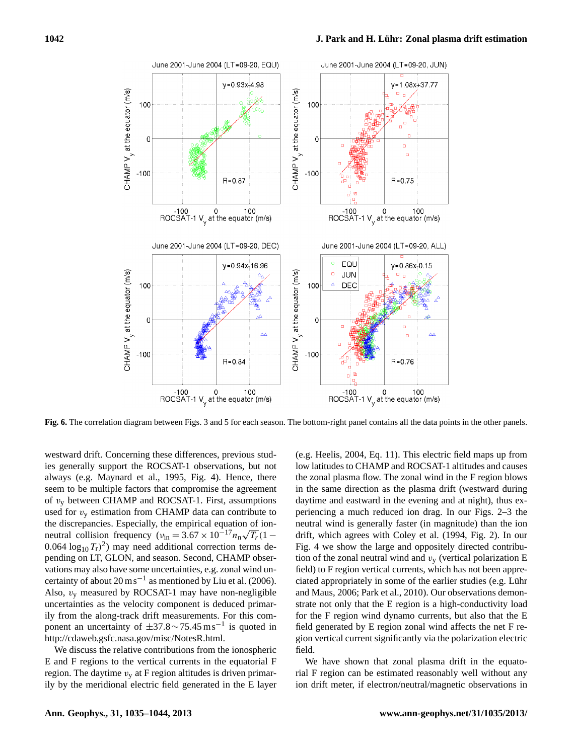June 2001-June 2004 (LT=09-20, EQU)

y=0.93x-4.98

R=0.87

CHAMP V_y at the equator (m/s)

ROCSAT-1 V_y at the equator (m/s)

June 2001-June 2004 (LT=09-20, JUN)

y=1.08x+37.77

R=0.75

CHAMP V_y at the equator (m/s)

ROCSAT-1 V_y at the equator (m/s)

June 2001-June 2004 (LT=09-20, DEC)

y=0.94x-16.96

R=0.84

CHAMP V_y at the equator (m/s)

ROCSAT-1 V_y at the equator (m/s)

June 2001-June 2004 (LT=09-20, ALL)

EQU

JUN

DEC

y=0.86x-0.15

R=0.76

CHAMP V_y at the equator (m/s)

ROCSAT-1 V_y at the equator (m/s)

**Fig. 6.** The correlation diagram between Figs. 3 and 5 for each season. The bottom-right panel contains all the data points in the other panels.

westward drift. Concerning these differences, previous studies generally support the ROCSAT-1 observations, but not always (e.g. Maynard et al., 1995, Fig. 4). Hence, there seem to be multiple factors that compromise the agreement of $v_y$ between CHAMP and ROCSAT-1. First, assumptions used for $v_y$ estimation from CHAMP data can contribute to the discrepancies. Especially, the empirical equation of ion-neutral collision frequency ($\nu_{in} = 3.67 \times 10^{-17} n_n \sqrt{T_r}(1 - 0.064 \log_{10} T_r)^2$) may need additional correction terms depending on LT, GLON, and season. Second, CHAMP observations may also have some uncertainties, e.g. zonal wind uncertainty of about $20\,\mathrm{m\,s^{-1}}$ as mentioned by Liu et al. (2006). Also, $v_y$ measured by ROCSAT-1 may have non-negligible uncertainties as the velocity component is deduced primarily from the along-track drift measurements. For this component an uncertainty of $\pm 37.8 \sim 75.45\,\mathrm{m\,s^{-1}}$ is quoted in http://cdaweb.gsfc.nasa.gov/misc/NotesR.html.

We discuss the relative contributions from the ionospheric E and F regions to the vertical currents in the equatorial F region. The daytime $v_y$ at F region altitudes is driven primarily by the meridional electric field generated in the E layer (e.g. Heelis, 2004, Eq. 11). This electric field maps up from low latitudes to CHAMP and ROCSAT-1 altitudes and causes the zonal plasma flow. The zonal wind in the F region blows in the same direction as the plasma drift (westward during daytime and eastward in the evening and at night), thus experiencing a much reduced ion drag. In our Figs. 2–3 the neutral wind is generally faster (in magnitude) than the ion drift, which agrees with Coley et al. (1994, Fig. 2). In our Fig. 4 we show the large and oppositely directed contribution of the zonal neutral wind and $v_y$ (vertical polarization E field) to F region vertical currents, which has not been appreciated appropriately in some of the earlier studies (e.g. Lühr and Maus, 2006; Park et al., 2010). Our observations demonstrate not only that the E region is a high-conductivity load for the F region wind dynamo currents, but also that the E field generated by E region zonal wind affects the net F region vertical current significantly via the polarization electric field.

We have shown that zonal plasma drift in the equatorial F region can be estimated reasonably well without any ion drift meter, if electron/neutral/magnetic observations in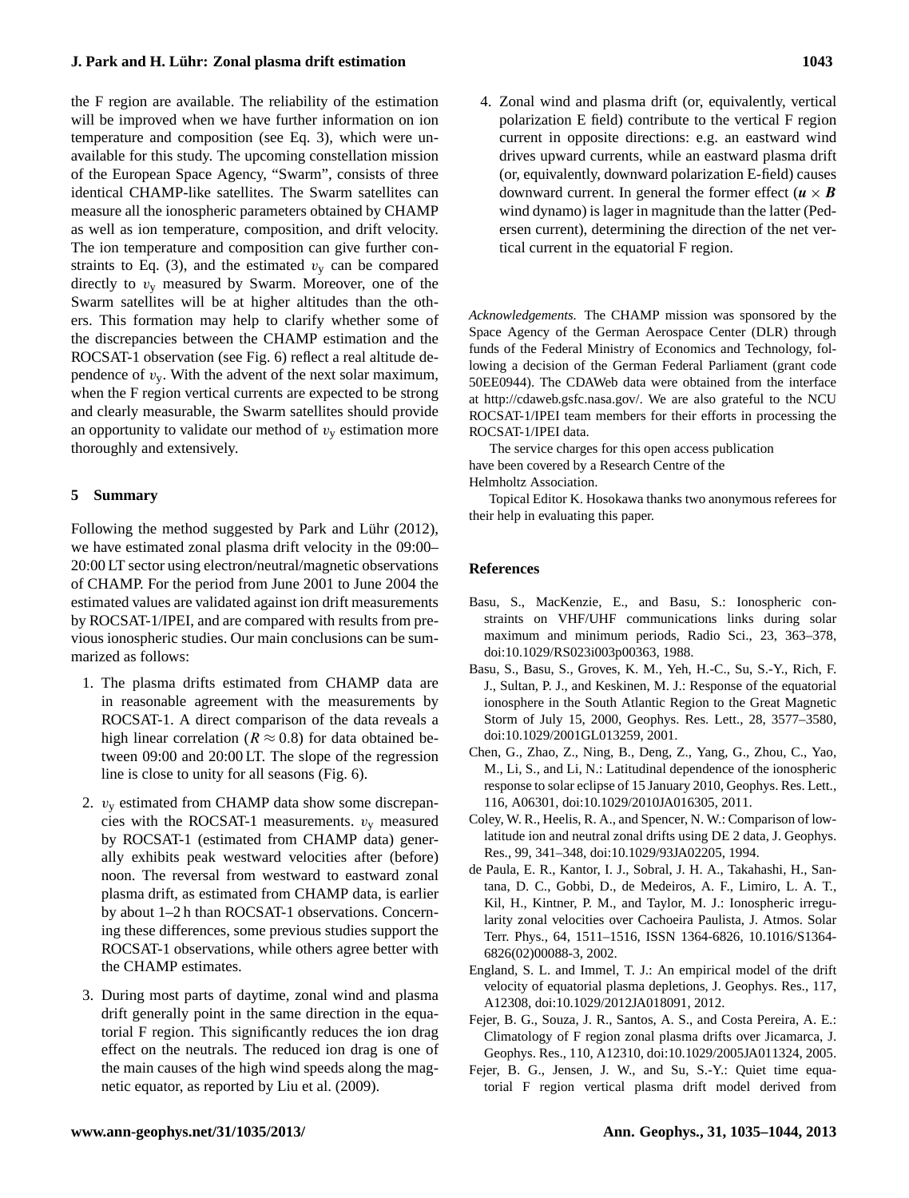the F region are available. The reliability of the estimation will be improved when we have further information on ion temperature and composition (see Eq. 3), which were unavailable for this study. The upcoming constellation mission of the European Space Agency, "Swarm", consists of three identical CHAMP-like satellites. The Swarm satellites can measure all the ionospheric parameters obtained by CHAMP as well as ion temperature, composition, and drift velocity. The ion temperature and composition can give further constraints to Eq. (3), and the estimated $v_y$ can be compared directly to $v_y$ measured by Swarm. Moreover, one of the Swarm satellites will be at higher altitudes than the others. This formation may help to clarify whether some of the discrepancies between the CHAMP estimation and the ROCSAT-1 observation (see Fig. 6) reflect a real altitude dependence of $v_y$. With the advent of the next solar maximum, when the F region vertical currents are expected to be strong and clearly measurable, the Swarm satellites should provide an opportunity to validate our method of $v_y$ estimation more thoroughly and extensively.

## 5 Summary

Following the method suggested by Park and Lühr (2012), we have estimated zonal plasma drift velocity in the 09:00–20:00 LT sector using electron/neutral/magnetic observations of CHAMP. For the period from June 2001 to June 2004 the estimated values are validated against ion drift measurements by ROCSAT-1/IPEI, and are compared with results from previous ionospheric studies. Our main conclusions can be summarized as follows:

1. The plasma drifts estimated from CHAMP data are in reasonable agreement with the measurements by ROCSAT-1. A direct comparison of the data reveals a high linear correlation ($R \approx 0.8$) for data obtained between 09:00 and 20:00 LT. The slope of the regression line is close to unity for all seasons (Fig. 6).
2. $v_y$ estimated from CHAMP data show some discrepancies with the ROCSAT-1 measurements. $v_y$ measured by ROCSAT-1 (estimated from CHAMP data) generally exhibits peak westward velocities after (before) noon. The reversal from westward to eastward zonal plasma drift, as estimated from CHAMP data, is earlier by about 1–2 h than ROCSAT-1 observations. Concerning these differences, some previous studies support the ROCSAT-1 observations, while others agree better with the CHAMP estimates.
3. During most parts of daytime, zonal wind and plasma drift generally point in the same direction in the equatorial F region. This significantly reduces the ion drag effect on the neutrals. The reduced ion drag is one of the main causes of the high wind speeds along the magnetic equator, as reported by Liu et al. (2009).
4. Zonal wind and plasma drift (or, equivalently, vertical polarization E field) contribute to the vertical F region current in opposite directions: e.g. an eastward wind drives upward currents, while an eastward plasma drift (or, equivalently, downward polarization E-field) causes downward current. In general the former effect ($\boldsymbol{u} \times \boldsymbol{B}$ wind dynamo) is lager in magnitude than the latter (Pedersen current), determining the direction of the net vertical current in the equatorial F region.

*Acknowledgements.* The CHAMP mission was sponsored by the Space Agency of the German Aerospace Center (DLR) through funds of the Federal Ministry of Economics and Technology, following a decision of the German Federal Parliament (grant code 50EE0944). The CDAWeb data were obtained from the interface at http://cdaweb.gsfc.nasa.gov/. We are also grateful to the NCU ROCSAT-1/IPEI team members for their efforts in processing the ROCSAT-1/IPEI data.

The service charges for this open access publication have been covered by a Research Centre of the Helmholtz Association.

Topical Editor K. Hosokawa thanks two anonymous referees for their help in evaluating this paper.

## References

Basu, S., MacKenzie, E., and Basu, S.: Ionospheric constraints on VHF/UHF communications links during solar maximum and minimum periods, Radio Sci., 23, 363–378, doi:10.1029/RS023i003p00363, 1988.

Basu, S., Basu, S., Groves, K. M., Yeh, H.-C., Su, S.-Y., Rich, F. J., Sultan, P. J., and Keskinen, M. J.: Response of the equatorial ionosphere in the South Atlantic Region to the Great Magnetic Storm of July 15, 2000, Geophys. Res. Lett., 28, 3577–3580, doi:10.1029/2001GL013259, 2001.

Chen, G., Zhao, Z., Ning, B., Deng, Z., Yang, G., Zhou, C., Yao, M., Li, S., and Li, N.: Latitudinal dependence of the ionospheric response to solar eclipse of 15 January 2010, Geophys. Res. Lett., 116, A06301, doi:10.1029/2010JA016305, 2011.

Coley, W. R., Heelis, R. A., and Spencer, N. W.: Comparison of low-latitude ion and neutral zonal drifts using DE 2 data, J. Geophys. Res., 99, 341–348, doi:10.1029/93JA02205, 1994.

de Paula, E. R., Kantor, I. J., Sobral, J. H. A., Takahashi, H., Santana, D. C., Gobbi, D., de Medeiros, A. F., Limiro, L. A. T., Kil, H., Kintner, P. M., and Taylor, M. J.: Ionospheric irregularity zonal velocities over Cachoeira Paulista, J. Atmos. Solar Terr. Phys., 64, 1511–1516, ISSN 1364-6826, 10.1016/S1364-6826(02)00088-3, 2002.

England, S. L. and Immel, T. J.: An empirical model of the drift velocity of equatorial plasma depletions, J. Geophys. Res., 117, A12308, doi:10.1029/2012JA018091, 2012.

Fejer, B. G., Souza, J. R., Santos, A. S., and Costa Pereira, A. E.: Climatology of F region zonal plasma drifts over Jicamarca, J. Geophys. Res., 110, A12310, doi:10.1029/2005JA011324, 2005.

Fejer, B. G., Jensen, J. W., and Su, S.-Y.: Quiet time equatorial F region vertical plasma drift model derived from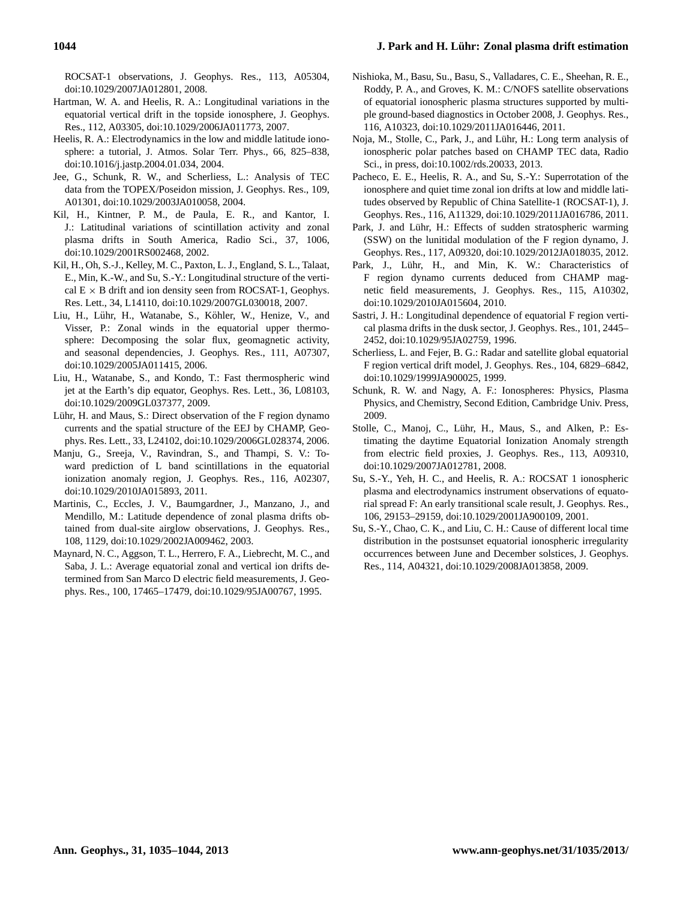ROCSAT-1 observations, J. Geophys. Res., 113, A05304, doi:10.1029/2007JA012801, 2008.

Hartman, W. A. and Heelis, R. A.: Longitudinal variations in the equatorial vertical drift in the topside ionosphere, J. Geophys. Res., 112, A03305, doi:10.1029/2006JA011773, 2007.

Heelis, R. A.: Electrodynamics in the low and middle latitude ionosphere: a tutorial, J. Atmos. Solar Terr. Phys., 66, 825–838, doi:10.1016/j.jastp.2004.01.034, 2004.

Jee, G., Schunk, R. W., and Scherliess, L.: Analysis of TEC data from the TOPEX/Poseidon mission, J. Geophys. Res., 109, A01301, doi:10.1029/2003JA010058, 2004.

Kil, H., Kintner, P. M., de Paula, E. R., and Kantor, I. J.: Latitudinal variations of scintillation activity and zonal plasma drifts in South America, Radio Sci., 37, 1006, doi:10.1029/2001RS002468, 2002.

Kil, H., Oh, S.-J., Kelley, M. C., Paxton, L. J., England, S. L., Talaat, E., Min, K.-W., and Su, S.-Y.: Longitudinal structure of the vertical $E \times B$ drift and ion density seen from ROCSAT-1, Geophys. Res. Lett., 34, L14110, doi:10.1029/2007GL030018, 2007.

Liu, H., Lühr, H., Watanabe, S., Köhler, W., Henize, V., and Visser, P.: Zonal winds in the equatorial upper thermosphere: Decomposing the solar flux, geomagnetic activity, and seasonal dependencies, J. Geophys. Res., 111, A07307, doi:10.1029/2005JA011415, 2006.

Liu, H., Watanabe, S., and Kondo, T.: Fast thermospheric wind jet at the Earth's dip equator, Geophys. Res. Lett., 36, L08103, doi:10.1029/2009GL037377, 2009.

Lühr, H. and Maus, S.: Direct observation of the F region dynamo currents and the spatial structure of the EEJ by CHAMP, Geophys. Res. Lett., 33, L24102, doi:10.1029/2006GL028374, 2006.

Manju, G., Sreeja, V., Ravindran, S., and Thampi, S. V.: Toward prediction of L band scintillations in the equatorial ionization anomaly region, J. Geophys. Res., 116, A02307, doi:10.1029/2010JA015893, 2011.

Martinis, C., Eccles, J. V., Baumgardner, J., Manzano, J., and Mendillo, M.: Latitude dependence of zonal plasma drifts obtained from dual-site airglow observations, J. Geophys. Res., 108, 1129, doi:10.1029/2002JA009462, 2003.

Maynard, N. C., Aggson, T. L., Herrero, F. A., Liebrecht, M. C., and Saba, J. L.: Average equatorial zonal and vertical ion drifts determined from San Marco D electric field measurements, J. Geophys. Res., 100, 17465–17479, doi:10.1029/95JA00767, 1995.

Nishioka, M., Basu, Su., Basu, S., Valladares, C. E., Sheehan, R. E., Roddy, P. A., and Groves, K. M.: C/NOFS satellite observations of equatorial ionospheric plasma structures supported by multiple ground-based diagnostics in October 2008, J. Geophys. Res., 116, A10323, doi:10.1029/2011JA016446, 2011.

Noja, M., Stolle, C., Park, J., and Lühr, H.: Long term analysis of ionospheric polar patches based on CHAMP TEC data, Radio Sci., in press, doi:10.1002/rds.20033, 2013.

Pacheco, E. E., Heelis, R. A., and Su, S.-Y.: Superrotation of the ionosphere and quiet time zonal ion drifts at low and middle latitudes observed by Republic of China Satellite-1 (ROCSAT-1), J. Geophys. Res., 116, A11329, doi:10.1029/2011JA016786, 2011.

Park, J. and Lühr, H.: Effects of sudden stratospheric warming (SSW) on the lunitidal modulation of the F region dynamo, J. Geophys. Res., 117, A09320, doi:10.1029/2012JA018035, 2012.

Park, J., Lühr, H., and Min, K. W.: Characteristics of F region dynamo currents deduced from CHAMP magnetic field measurements, J. Geophys. Res., 115, A10302, doi:10.1029/2010JA015604, 2010.

Sastri, J. H.: Longitudinal dependence of equatorial F region vertical plasma drifts in the dusk sector, J. Geophys. Res., 101, 2445–2452, doi:10.1029/95JA02759, 1996.

Scherliess, L. and Fejer, B. G.: Radar and satellite global equatorial F region vertical drift model, J. Geophys. Res., 104, 6829–6842, doi:10.1029/1999JA900025, 1999.

Schunk, R. W. and Nagy, A. F.: Ionospheres: Physics, Plasma Physics, and Chemistry, Second Edition, Cambridge Univ. Press, 2009.

Stolle, C., Manoj, C., Lühr, H., Maus, S., and Alken, P.: Estimating the daytime Equatorial Ionization Anomaly strength from electric field proxies, J. Geophys. Res., 113, A09310, doi:10.1029/2007JA012781, 2008.

Su, S.-Y., Yeh, H. C., and Heelis, R. A.: ROCSAT 1 ionospheric plasma and electrodynamics instrument observations of equatorial spread F: An early transitional scale result, J. Geophys. Res., 106, 29153–29159, doi:10.1029/2001JA900109, 2001.

Su, S.-Y., Chao, C. K., and Liu, C. H.: Cause of different local time distribution in the postsunset equatorial ionospheric irregularity occurrences between June and December solstices, J. Geophys. Res., 114, A04321, doi:10.1029/2008JA013858, 2009.